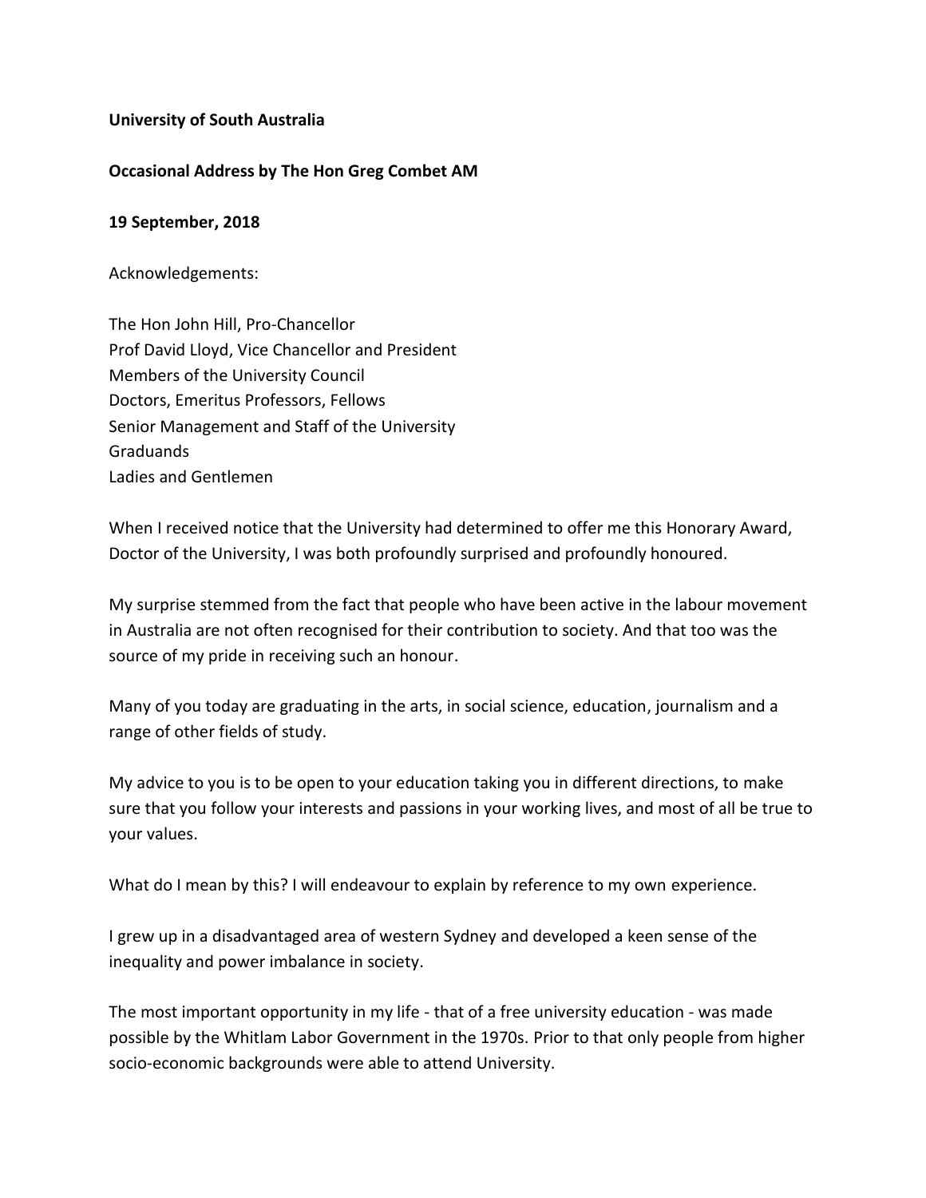**University of South Australia**

**Occasional Address by The Hon Greg Combet AM**

**19 September, 2018**

Acknowledgements:

The Hon John Hill, Pro-Chancellor
Prof David Lloyd, Vice Chancellor and President
Members of the University Council
Doctors, Emeritus Professors, Fellows
Senior Management and Staff of the University
Graduands
Ladies and Gentlemen

When I received notice that the University had determined to offer me this Honorary Award, Doctor of the University, I was both profoundly surprised and profoundly honoured.

My surprise stemmed from the fact that people who have been active in the labour movement in Australia are not often recognised for their contribution to society. And that too was the source of my pride in receiving such an honour.

Many of you today are graduating in the arts, in social science, education, journalism and a range of other fields of study.

My advice to you is to be open to your education taking you in different directions, to make sure that you follow your interests and passions in your working lives, and most of all be true to your values.

What do I mean by this? I will endeavour to explain by reference to my own experience.

I grew up in a disadvantaged area of western Sydney and developed a keen sense of the inequality and power imbalance in society.

The most important opportunity in my life - that of a free university education - was made possible by the Whitlam Labor Government in the 1970s. Prior to that only people from higher socio-economic backgrounds were able to attend University.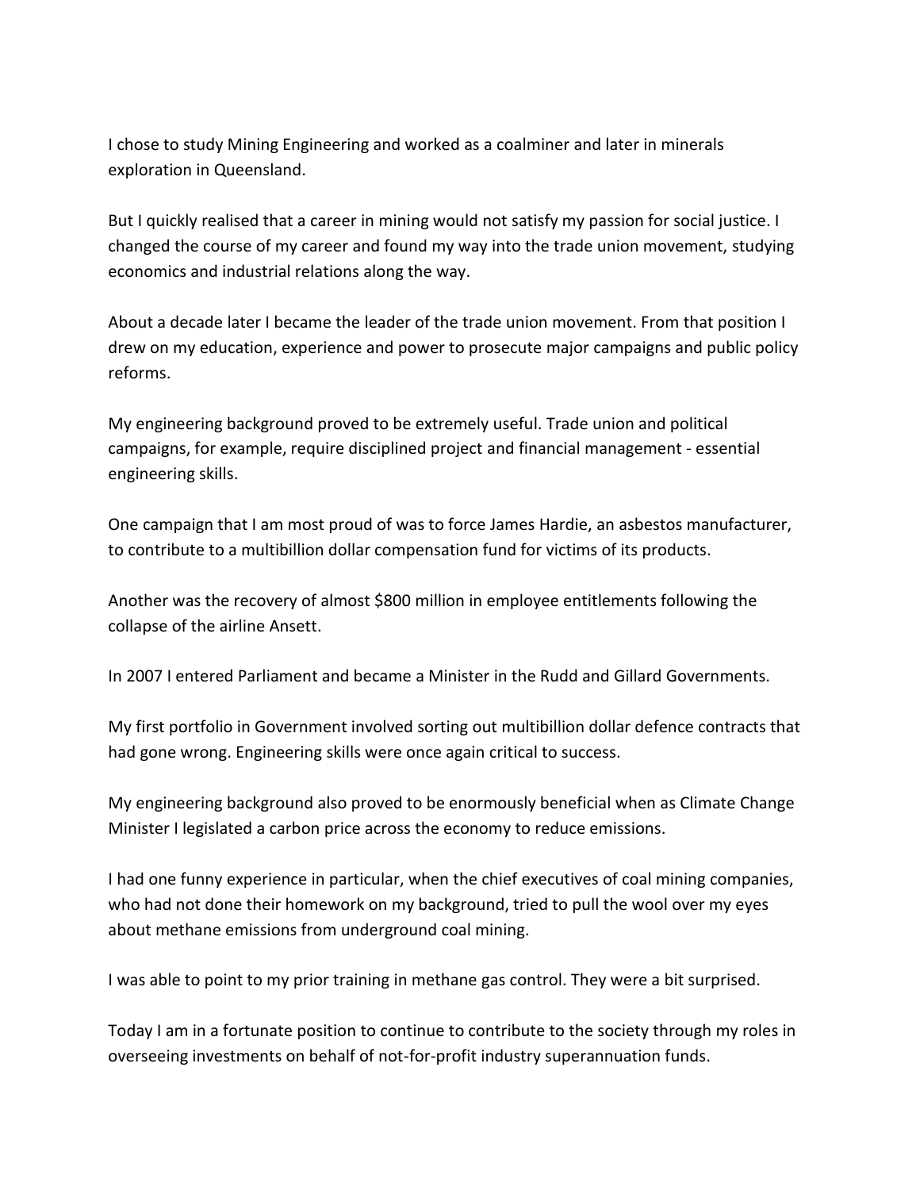I chose to study Mining Engineering and worked as a coalminer and later in minerals exploration in Queensland.

But I quickly realised that a career in mining would not satisfy my passion for social justice. I changed the course of my career and found my way into the trade union movement, studying economics and industrial relations along the way.

About a decade later I became the leader of the trade union movement. From that position I drew on my education, experience and power to prosecute major campaigns and public policy reforms.

My engineering background proved to be extremely useful. Trade union and political campaigns, for example, require disciplined project and financial management - essential engineering skills.

One campaign that I am most proud of was to force James Hardie, an asbestos manufacturer, to contribute to a multibillion dollar compensation fund for victims of its products.

Another was the recovery of almost $800 million in employee entitlements following the collapse of the airline Ansett.

In 2007 I entered Parliament and became a Minister in the Rudd and Gillard Governments.

My first portfolio in Government involved sorting out multibillion dollar defence contracts that had gone wrong. Engineering skills were once again critical to success.

My engineering background also proved to be enormously beneficial when as Climate Change Minister I legislated a carbon price across the economy to reduce emissions.

I had one funny experience in particular, when the chief executives of coal mining companies, who had not done their homework on my background, tried to pull the wool over my eyes about methane emissions from underground coal mining.

I was able to point to my prior training in methane gas control. They were a bit surprised.

Today I am in a fortunate position to continue to contribute to the society through my roles in overseeing investments on behalf of not-for-profit industry superannuation funds.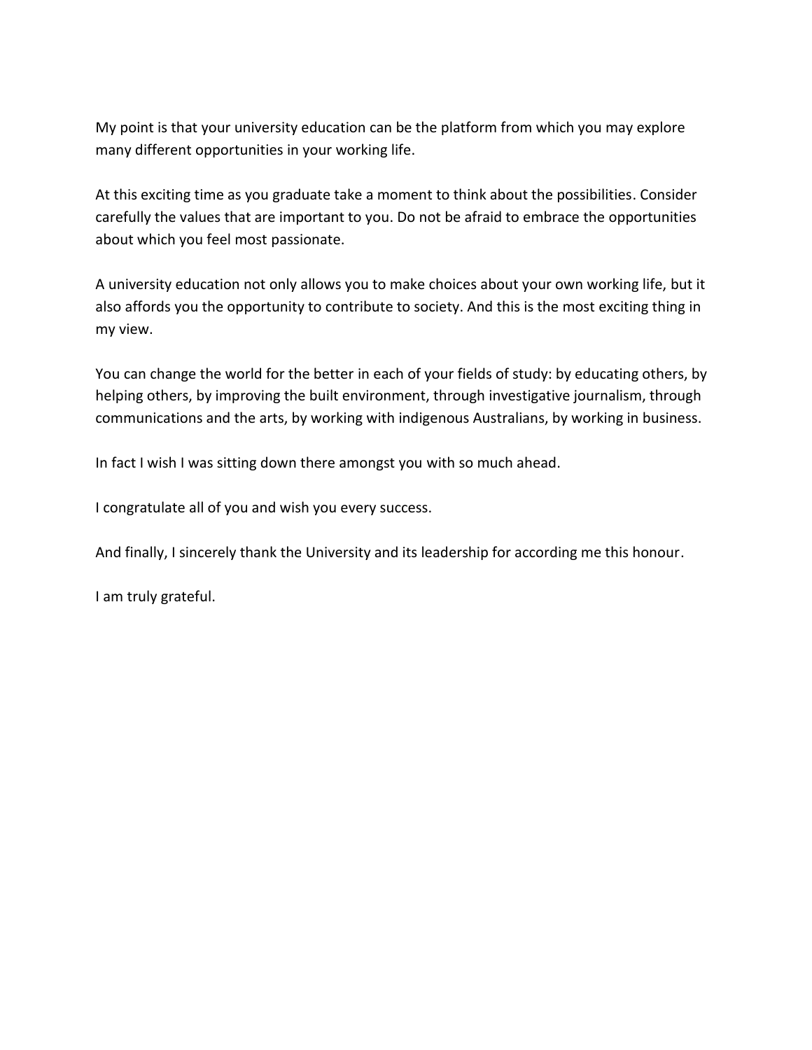My point is that your university education can be the platform from which you may explore many different opportunities in your working life.

At this exciting time as you graduate take a moment to think about the possibilities. Consider carefully the values that are important to you. Do not be afraid to embrace the opportunities about which you feel most passionate.

A university education not only allows you to make choices about your own working life, but it also affords you the opportunity to contribute to society. And this is the most exciting thing in my view.

You can change the world for the better in each of your fields of study: by educating others, by helping others, by improving the built environment, through investigative journalism, through communications and the arts, by working with indigenous Australians, by working in business.

In fact I wish I was sitting down there amongst you with so much ahead.

I congratulate all of you and wish you every success.

And finally, I sincerely thank the University and its leadership for according me this honour.

I am truly grateful.